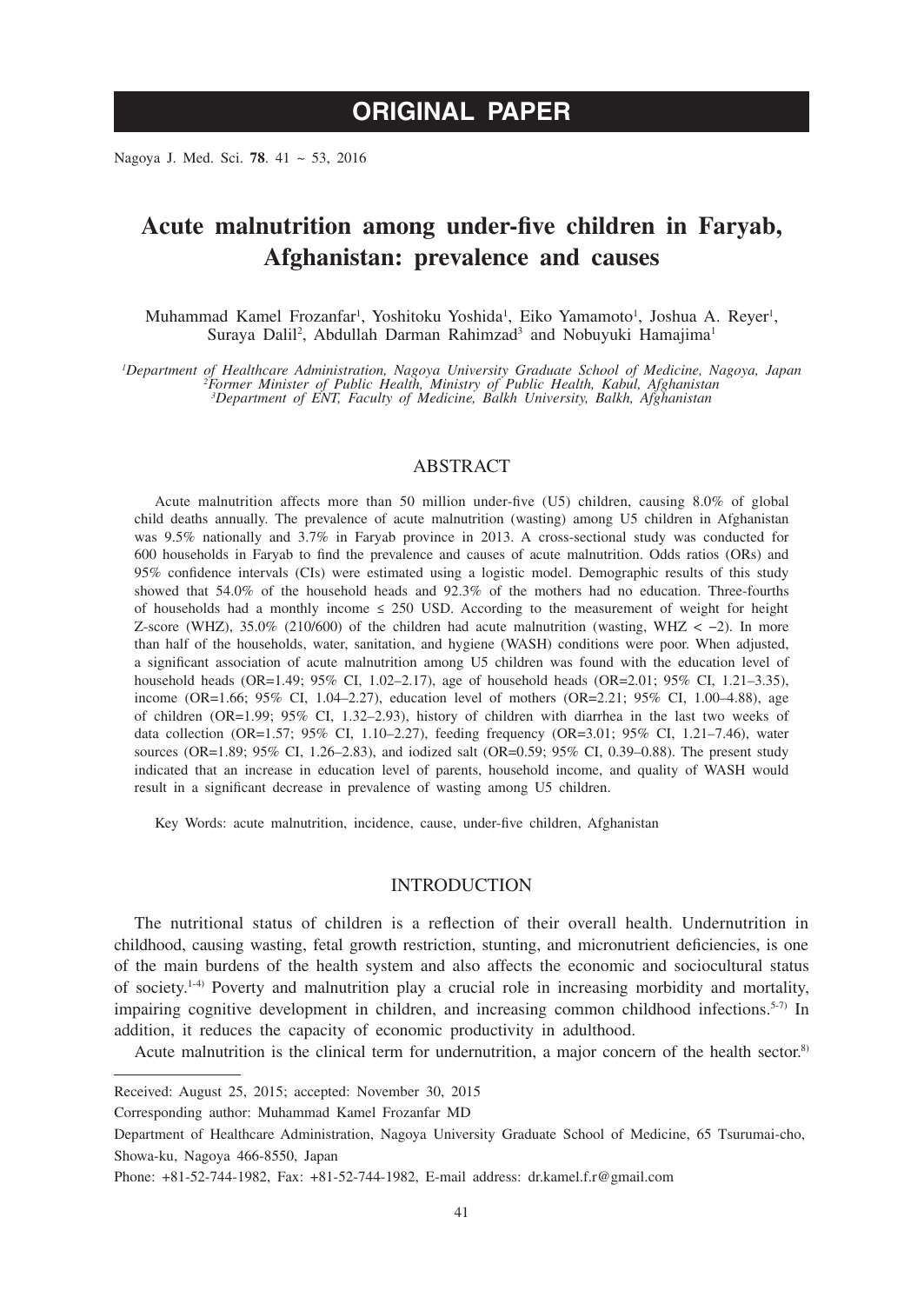ORIGINAL PAPER

# Acute malnutrition among under-five children in Faryab, Afghanistan: prevalence and causes

Muhammad Kamel Frozanfar[1], Yoshitoku Yoshida[1], Eiko Yamamoto[1], Joshua A. Reyer[1], Suraya Dalil[2], Abdullah Darman Rahimzad[3] and Nobuyuki Hamajima[1]

[1]*Department of Healthcare Administration, Nagoya University Graduate School of Medicine, Nagoya, Japan*
[2]*Former Minister of Public Health, Ministry of Public Health, Kabul, Afghanistan*
[3]*Department of ENT, Faculty of Medicine, Balkh University, Balkh, Afghanistan*

## ABSTRACT

Acute malnutrition affects more than 50 million under-five (U5) children, causing 8.0% of global child deaths annually. The prevalence of acute malnutrition (wasting) among U5 children in Afghanistan was 9.5% nationally and 3.7% in Faryab province in 2013. A cross-sectional study was conducted for 600 households in Faryab to find the prevalence and causes of acute malnutrition. Odds ratios (ORs) and 95% confidence intervals (CIs) were estimated using a logistic model. Demographic results of this study showed that 54.0% of the household heads and 92.3% of the mothers had no education. Three-fourths of households had a monthly income ≤ 250 USD. According to the measurement of weight for height Z-score (WHZ), 35.0% (210/600) of the children had acute malnutrition (wasting, WHZ < −2). In more than half of the households, water, sanitation, and hygiene (WASH) conditions were poor. When adjusted, a significant association of acute malnutrition among U5 children was found with the education level of household heads (OR=1.49; 95% CI, 1.02–2.17), age of household heads (OR=2.01; 95% CI, 1.21–3.35), income (OR=1.66; 95% CI, 1.04–2.27), education level of mothers (OR=2.21; 95% CI, 1.00–4.88), age of children (OR=1.99; 95% CI, 1.32–2.93), history of children with diarrhea in the last two weeks of data collection (OR=1.57; 95% CI, 1.10–2.27), feeding frequency (OR=3.01; 95% CI, 1.21–7.46), water sources (OR=1.89; 95% CI, 1.26–2.83), and iodized salt (OR=0.59; 95% CI, 0.39–0.88). The present study indicated that an increase in education level of parents, household income, and quality of WASH would result in a significant decrease in prevalence of wasting among U5 children.

Key Words: acute malnutrition, incidence, cause, under-five children, Afghanistan

## INTRODUCTION

The nutritional status of children is a reflection of their overall health. Undernutrition in childhood, causing wasting, fetal growth restriction, stunting, and micronutrient deficiencies, is one of the main burdens of the health system and also affects the economic and sociocultural status of society.[1-4] Poverty and malnutrition play a crucial role in increasing morbidity and mortality, impairing cognitive development in children, and increasing common childhood infections.[5-7] In addition, it reduces the capacity of economic productivity in adulthood.

Acute malnutrition is the clinical term for undernutrition, a major concern of the health sector.[8]

---

Received: August 25, 2015; accepted: November 30, 2015

Corresponding author: Muhammad Kamel Frozanfar MD

Department of Healthcare Administration, Nagoya University Graduate School of Medicine, 65 Tsurumai-cho, Showa-ku, Nagoya 466-8550, Japan

Phone: +81-52-744-1982, Fax: +81-52-744-1982, E-mail address: dr.kamel.f.r@gmail.com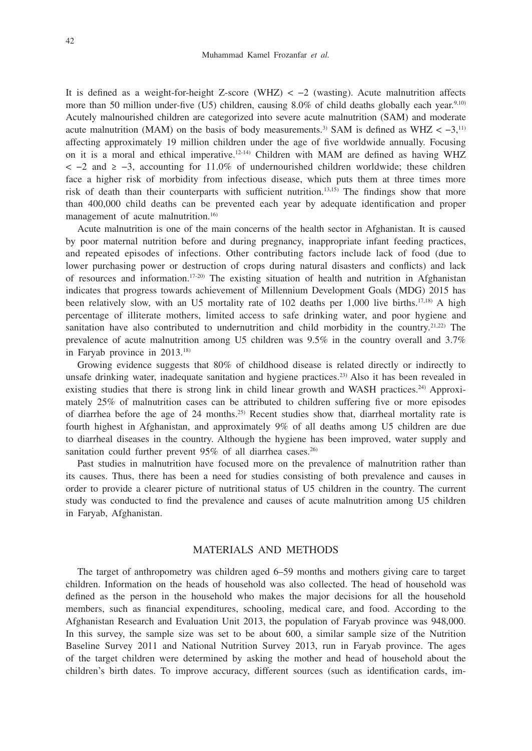It is defined as a weight-for-height Z-score (WHZ) < −2 (wasting). Acute malnutrition affects more than 50 million under-five (U5) children, causing 8.0% of child deaths globally each year.[9,10] Acutely malnourished children are categorized into severe acute malnutrition (SAM) and moderate acute malnutrition (MAM) on the basis of body measurements.[3] SAM is defined as WHZ < −3,[11] affecting approximately 19 million children under the age of five worldwide annually. Focusing on it is a moral and ethical imperative.[12-14] Children with MAM are defined as having WHZ < −2 and ≥ −3, accounting for 11.0% of undernourished children worldwide; these children face a higher risk of morbidity from infectious disease, which puts them at three times more risk of death than their counterparts with sufficient nutrition.[13,15] The findings show that more than 400,000 child deaths can be prevented each year by adequate identification and proper management of acute malnutrition.[16]

Acute malnutrition is one of the main concerns of the health sector in Afghanistan. It is caused by poor maternal nutrition before and during pregnancy, inappropriate infant feeding practices, and repeated episodes of infections. Other contributing factors include lack of food (due to lower purchasing power or destruction of crops during natural disasters and conflicts) and lack of resources and information.[17-20] The existing situation of health and nutrition in Afghanistan indicates that progress towards achievement of Millennium Development Goals (MDG) 2015 has been relatively slow, with an U5 mortality rate of 102 deaths per 1,000 live births.[17,18] A high percentage of illiterate mothers, limited access to safe drinking water, and poor hygiene and sanitation have also contributed to undernutrition and child morbidity in the country.[21,22] The prevalence of acute malnutrition among U5 children was 9.5% in the country overall and 3.7% in Faryab province in 2013.[18]

Growing evidence suggests that 80% of childhood disease is related directly or indirectly to unsafe drinking water, inadequate sanitation and hygiene practices.[23] Also it has been revealed in existing studies that there is strong link in child linear growth and WASH practices.[24] Approximately 25% of malnutrition cases can be attributed to children suffering five or more episodes of diarrhea before the age of 24 months.[25] Recent studies show that, diarrheal mortality rate is fourth highest in Afghanistan, and approximately 9% of all deaths among U5 children are due to diarrheal diseases in the country. Although the hygiene has been improved, water supply and sanitation could further prevent 95% of all diarrhea cases.[26]

Past studies in malnutrition have focused more on the prevalence of malnutrition rather than its causes. Thus, there has been a need for studies consisting of both prevalence and causes in order to provide a clearer picture of nutritional status of U5 children in the country. The current study was conducted to find the prevalence and causes of acute malnutrition among U5 children in Faryab, Afghanistan.

## MATERIALS AND METHODS

The target of anthropometry was children aged 6–59 months and mothers giving care to target children. Information on the heads of household was also collected. The head of household was defined as the person in the household who makes the major decisions for all the household members, such as financial expenditures, schooling, medical care, and food. According to the Afghanistan Research and Evaluation Unit 2013, the population of Faryab province was 948,000. In this survey, the sample size was set to be about 600, a similar sample size of the Nutrition Baseline Survey 2011 and National Nutrition Survey 2013, run in Faryab province. The ages of the target children were determined by asking the mother and head of household about the children's birth dates. To improve accuracy, different sources (such as identification cards, im-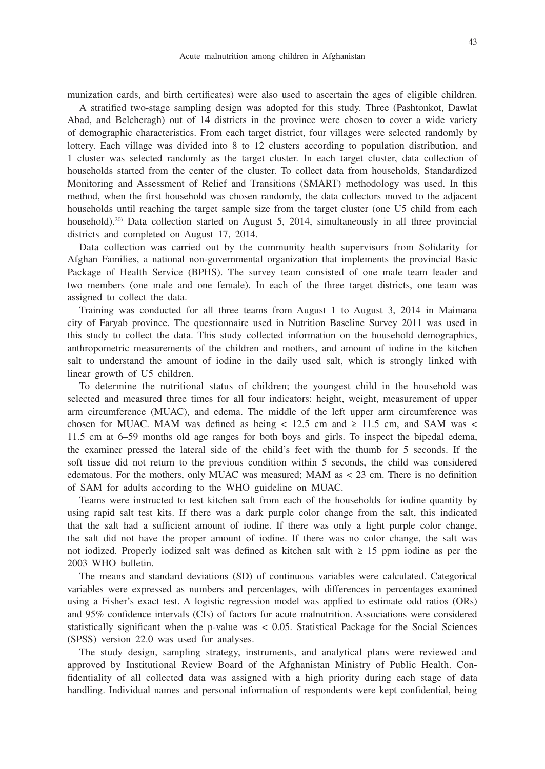munization cards, and birth certificates) were also used to ascertain the ages of eligible children.

A stratified two-stage sampling design was adopted for this study. Three (Pashtonkot, Dawlat Abad, and Belcheragh) out of 14 districts in the province were chosen to cover a wide variety of demographic characteristics. From each target district, four villages were selected randomly by lottery. Each village was divided into 8 to 12 clusters according to population distribution, and 1 cluster was selected randomly as the target cluster. In each target cluster, data collection of households started from the center of the cluster. To collect data from households, Standardized Monitoring and Assessment of Relief and Transitions (SMART) methodology was used. In this method, when the first household was chosen randomly, the data collectors moved to the adjacent households until reaching the target sample size from the target cluster (one U5 child from each household).[20] Data collection started on August 5, 2014, simultaneously in all three provincial districts and completed on August 17, 2014.

Data collection was carried out by the community health supervisors from Solidarity for Afghan Families, a national non-governmental organization that implements the provincial Basic Package of Health Service (BPHS). The survey team consisted of one male team leader and two members (one male and one female). In each of the three target districts, one team was assigned to collect the data.

Training was conducted for all three teams from August 1 to August 3, 2014 in Maimana city of Faryab province. The questionnaire used in Nutrition Baseline Survey 2011 was used in this study to collect the data. This study collected information on the household demographics, anthropometric measurements of the children and mothers, and amount of iodine in the kitchen salt to understand the amount of iodine in the daily used salt, which is strongly linked with linear growth of U5 children.

To determine the nutritional status of children; the youngest child in the household was selected and measured three times for all four indicators: height, weight, measurement of upper arm circumference (MUAC), and edema. The middle of the left upper arm circumference was chosen for MUAC. MAM was defined as being $< 12.5$ cm and $\geq 11.5$ cm, and SAM was $<$ 11.5 cm at 6–59 months old age ranges for both boys and girls. To inspect the bipedal edema, the examiner pressed the lateral side of the child's feet with the thumb for 5 seconds. If the soft tissue did not return to the previous condition within 5 seconds, the child was considered edematous. For the mothers, only MUAC was measured; MAM as $< 23$ cm. There is no definition of SAM for adults according to the WHO guideline on MUAC.

Teams were instructed to test kitchen salt from each of the households for iodine quantity by using rapid salt test kits. If there was a dark purple color change from the salt, this indicated that the salt had a sufficient amount of iodine. If there was only a light purple color change, the salt did not have the proper amount of iodine. If there was no color change, the salt was not iodized. Properly iodized salt was defined as kitchen salt with $\geq 15$ ppm iodine as per the 2003 WHO bulletin.

The means and standard deviations (SD) of continuous variables were calculated. Categorical variables were expressed as numbers and percentages, with differences in percentages examined using a Fisher's exact test. A logistic regression model was applied to estimate odd ratios (ORs) and 95% confidence intervals (CIs) of factors for acute malnutrition. Associations were considered statistically significant when the p-value was $< 0.05$. Statistical Package for the Social Sciences (SPSS) version 22.0 was used for analyses.

The study design, sampling strategy, instruments, and analytical plans were reviewed and approved by Institutional Review Board of the Afghanistan Ministry of Public Health. Confidentiality of all collected data was assigned with a high priority during each stage of data handling. Individual names and personal information of respondents were kept confidential, being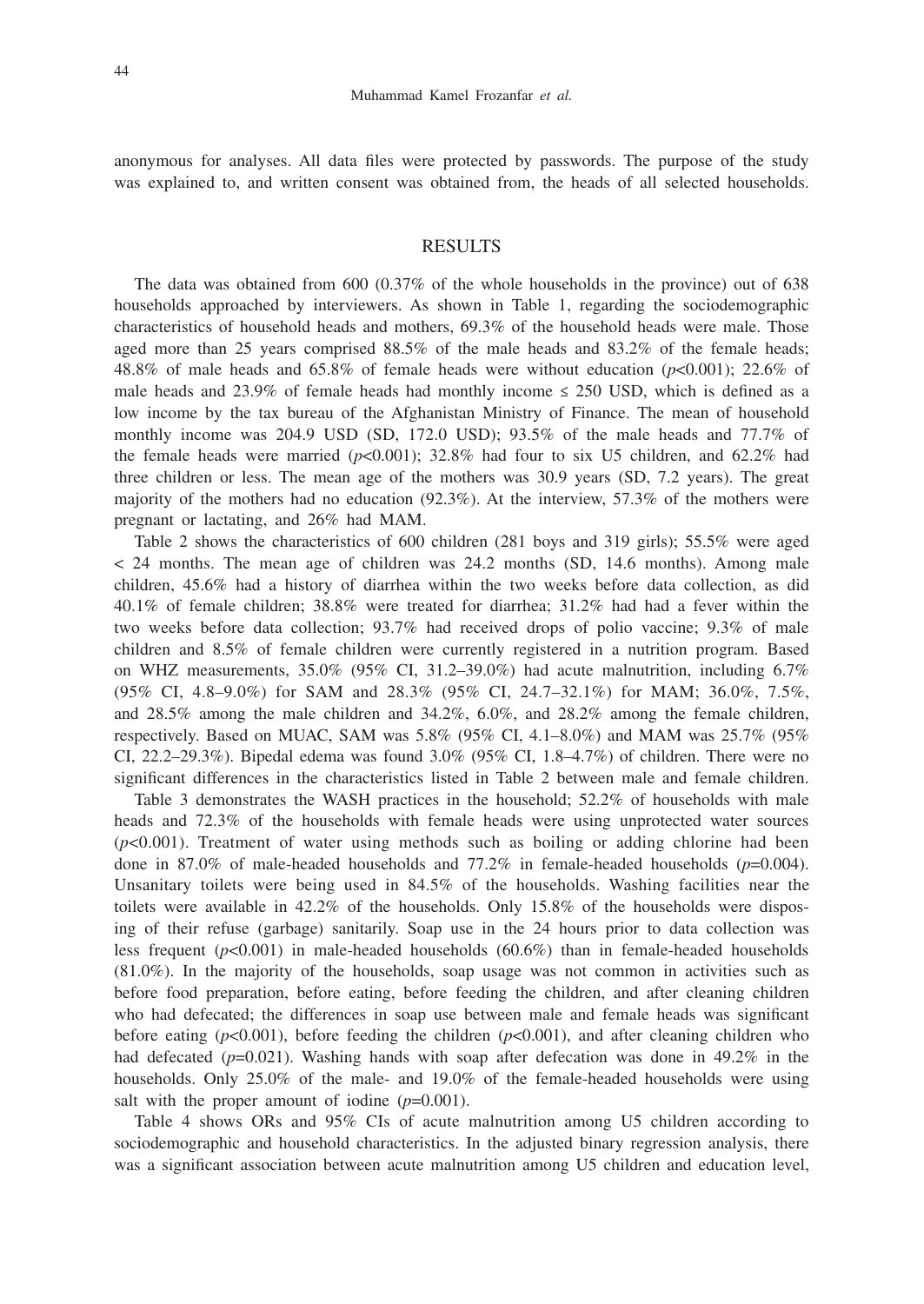anonymous for analyses. All data files were protected by passwords. The purpose of the study was explained to, and written consent was obtained from, the heads of all selected households.

## RESULTS

The data was obtained from 600 (0.37% of the whole households in the province) out of 638 households approached by interviewers. As shown in Table 1, regarding the sociodemographic characteristics of household heads and mothers, 69.3% of the household heads were male. Those aged more than 25 years comprised 88.5% of the male heads and 83.2% of the female heads; 48.8% of male heads and 65.8% of female heads were without education ($p$<0.001); 22.6% of male heads and 23.9% of female heads had monthly income ≤ 250 USD, which is defined as a low income by the tax bureau of the Afghanistan Ministry of Finance. The mean of household monthly income was 204.9 USD (SD, 172.0 USD); 93.5% of the male heads and 77.7% of the female heads were married ($p$<0.001); 32.8% had four to six U5 children, and 62.2% had three children or less. The mean age of the mothers was 30.9 years (SD, 7.2 years). The great majority of the mothers had no education (92.3%). At the interview, 57.3% of the mothers were pregnant or lactating, and 26% had MAM.

Table 2 shows the characteristics of 600 children (281 boys and 319 girls); 55.5% were aged < 24 months. The mean age of children was 24.2 months (SD, 14.6 months). Among male children, 45.6% had a history of diarrhea within the two weeks before data collection, as did 40.1% of female children; 38.8% were treated for diarrhea; 31.2% had had a fever within the two weeks before data collection; 93.7% had received drops of polio vaccine; 9.3% of male children and 8.5% of female children were currently registered in a nutrition program. Based on WHZ measurements, 35.0% (95% CI, 31.2–39.0%) had acute malnutrition, including 6.7% (95% CI, 4.8–9.0%) for SAM and 28.3% (95% CI, 24.7–32.1%) for MAM; 36.0%, 7.5%, and 28.5% among the male children and 34.2%, 6.0%, and 28.2% among the female children, respectively. Based on MUAC, SAM was 5.8% (95% CI, 4.1–8.0%) and MAM was 25.7% (95% CI, 22.2–29.3%). Bipedal edema was found 3.0% (95% CI, 1.8–4.7%) of children. There were no significant differences in the characteristics listed in Table 2 between male and female children.

Table 3 demonstrates the WASH practices in the household; 52.2% of households with male heads and 72.3% of the households with female heads were using unprotected water sources ($p$<0.001). Treatment of water using methods such as boiling or adding chlorine had been done in 87.0% of male-headed households and 77.2% in female-headed households ($p$=0.004). Unsanitary toilets were being used in 84.5% of the households. Washing facilities near the toilets were available in 42.2% of the households. Only 15.8% of the households were disposing of their refuse (garbage) sanitarily. Soap use in the 24 hours prior to data collection was less frequent ($p$<0.001) in male-headed households (60.6%) than in female-headed households (81.0%). In the majority of the households, soap usage was not common in activities such as before food preparation, before eating, before feeding the children, and after cleaning children who had defecated; the differences in soap use between male and female heads was significant before eating ($p$<0.001), before feeding the children ($p$<0.001), and after cleaning children who had defecated ($p$=0.021). Washing hands with soap after defecation was done in 49.2% in the households. Only 25.0% of the male- and 19.0% of the female-headed households were using salt with the proper amount of iodine ($p$=0.001).

Table 4 shows ORs and 95% CIs of acute malnutrition among U5 children according to sociodemographic and household characteristics. In the adjusted binary regression analysis, there was a significant association between acute malnutrition among U5 children and education level,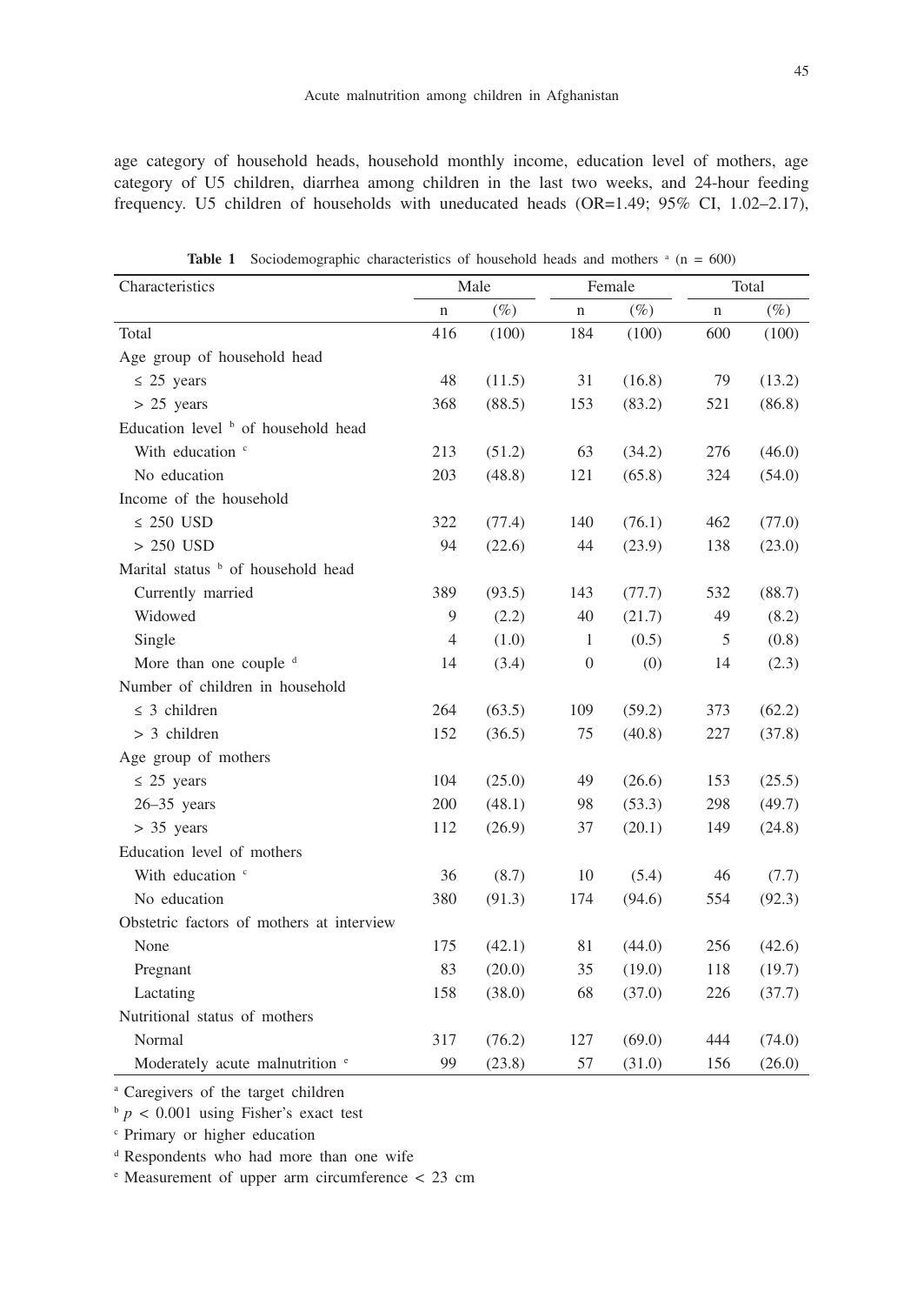age category of household heads, household monthly income, education level of mothers, age category of U5 children, diarrhea among children in the last two weeks, and 24-hour feeding frequency. U5 children of households with uneducated heads (OR=1.49; 95% CI, 1.02–2.17),

**Table 1** Sociodemographic characteristics of household heads and mothers [a] (n = 600)

| Characteristics | Male | | Female | | Total | |
|---|---|---|---|---|---|---|
| | n | (%) | n | (%) | n | (%) |
| Total | 416 | (100) | 184 | (100) | 600 | (100) |
| Age group of household head | | | | | | |
| ≤ 25 years | 48 | (11.5) | 31 | (16.8) | 79 | (13.2) |
| > 25 years | 368 | (88.5) | 153 | (83.2) | 521 | (86.8) |
| Education level [b] of household head | | | | | | |
| With education [c] | 213 | (51.2) | 63 | (34.2) | 276 | (46.0) |
| No education | 203 | (48.8) | 121 | (65.8) | 324 | (54.0) |
| Income of the household | | | | | | |
| ≤ 250 USD | 322 | (77.4) | 140 | (76.1) | 462 | (77.0) |
| > 250 USD | 94 | (22.6) | 44 | (23.9) | 138 | (23.0) |
| Marital status [b] of household head | | | | | | |
| Currently married | 389 | (93.5) | 143 | (77.7) | 532 | (88.7) |
| Widowed | 9 | (2.2) | 40 | (21.7) | 49 | (8.2) |
| Single | 4 | (1.0) | 1 | (0.5) | 5 | (0.8) |
| More than one couple [d] | 14 | (3.4) | 0 | (0) | 14 | (2.3) |
| Number of children in household | | | | | | |
| ≤ 3 children | 264 | (63.5) | 109 | (59.2) | 373 | (62.2) |
| > 3 children | 152 | (36.5) | 75 | (40.8) | 227 | (37.8) |
| Age group of mothers | | | | | | |
| ≤ 25 years | 104 | (25.0) | 49 | (26.6) | 153 | (25.5) |
| 26–35 years | 200 | (48.1) | 98 | (53.3) | 298 | (49.7) |
| > 35 years | 112 | (26.9) | 37 | (20.1) | 149 | (24.8) |
| Education level of mothers | | | | | | |
| With education [c] | 36 | (8.7) | 10 | (5.4) | 46 | (7.7) |
| No education | 380 | (91.3) | 174 | (94.6) | 554 | (92.3) |
| Obstetric factors of mothers at interview | | | | | | |
| None | 175 | (42.1) | 81 | (44.0) | 256 | (42.6) |
| Pregnant | 83 | (20.0) | 35 | (19.0) | 118 | (19.7) |
| Lactating | 158 | (38.0) | 68 | (37.0) | 226 | (37.7) |
| Nutritional status of mothers | | | | | | |
| Normal | 317 | (76.2) | 127 | (69.0) | 444 | (74.0) |
| Moderately acute malnutrition [e] | 99 | (23.8) | 57 | (31.0) | 156 | (26.0) |

[a] Caregivers of the target children
[b] $p < 0.001$ using Fisher's exact test
[c] Primary or higher education
[d] Respondents who had more than one wife
[e] Measurement of upper arm circumference < 23 cm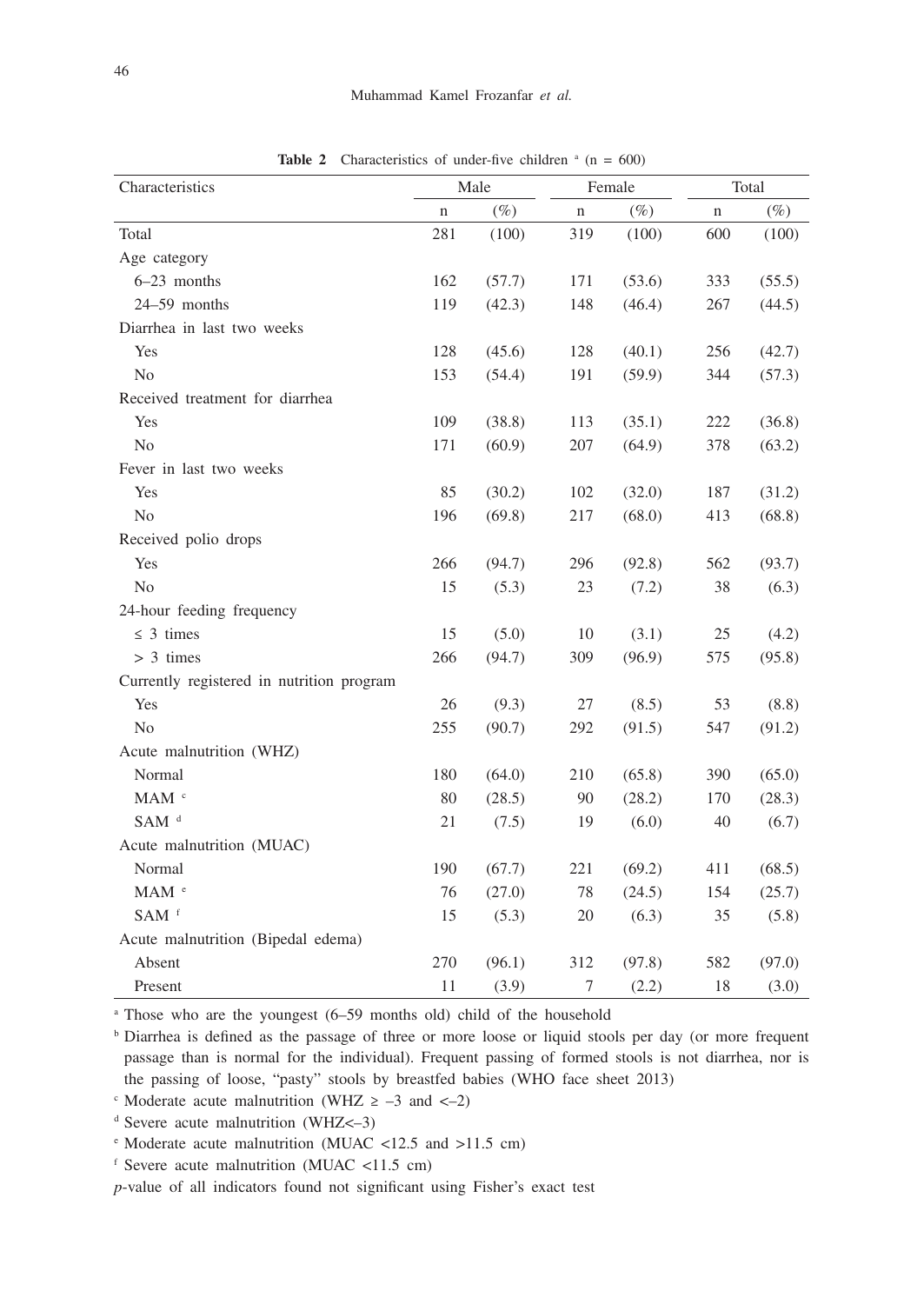**Table 2** Characteristics of under-five children [a] (n = 600)

| Characteristics | Male | | Female | | Total | |
|---|---|---|---|---|---|---|
| | n | (%) | n | (%) | n | (%) |
| Total | 281 | (100) | 319 | (100) | 600 | (100) |
| Age category | | | | | | |
| 6–23 months | 162 | (57.7) | 171 | (53.6) | 333 | (55.5) |
| 24–59 months | 119 | (42.3) | 148 | (46.4) | 267 | (44.5) |
| Diarrhea in last two weeks | | | | | | |
| Yes | 128 | (45.6) | 128 | (40.1) | 256 | (42.7) |
| No | 153 | (54.4) | 191 | (59.9) | 344 | (57.3) |
| Received treatment for diarrhea | | | | | | |
| Yes | 109 | (38.8) | 113 | (35.1) | 222 | (36.8) |
| No | 171 | (60.9) | 207 | (64.9) | 378 | (63.2) |
| Fever in last two weeks | | | | | | |
| Yes | 85 | (30.2) | 102 | (32.0) | 187 | (31.2) |
| No | 196 | (69.8) | 217 | (68.0) | 413 | (68.8) |
| Received polio drops | | | | | | |
| Yes | 266 | (94.7) | 296 | (92.8) | 562 | (93.7) |
| No | 15 | (5.3) | 23 | (7.2) | 38 | (6.3) |
| 24-hour feeding frequency | | | | | | |
| ≤ 3 times | 15 | (5.0) | 10 | (3.1) | 25 | (4.2) |
| > 3 times | 266 | (94.7) | 309 | (96.9) | 575 | (95.8) |
| Currently registered in nutrition program | | | | | | |
| Yes | 26 | (9.3) | 27 | (8.5) | 53 | (8.8) |
| No | 255 | (90.7) | 292 | (91.5) | 547 | (91.2) |
| Acute malnutrition (WHZ) | | | | | | |
| Normal | 180 | (64.0) | 210 | (65.8) | 390 | (65.0) |
| MAM [c] | 80 | (28.5) | 90 | (28.2) | 170 | (28.3) |
| SAM [d] | 21 | (7.5) | 19 | (6.0) | 40 | (6.7) |
| Acute malnutrition (MUAC) | | | | | | |
| Normal | 190 | (67.7) | 221 | (69.2) | 411 | (68.5) |
| MAM [e] | 76 | (27.0) | 78 | (24.5) | 154 | (25.7) |
| SAM [f] | 15 | (5.3) | 20 | (6.3) | 35 | (5.8) |
| Acute malnutrition (Bipedal edema) | | | | | | |
| Absent | 270 | (96.1) | 312 | (97.8) | 582 | (97.0) |
| Present | 11 | (3.9) | 7 | (2.2) | 18 | (3.0) |

[a] Those who are the youngest (6–59 months old) child of the household

[b] Diarrhea is defined as the passage of three or more loose or liquid stools per day (or more frequent passage than is normal for the individual). Frequent passing of formed stools is not diarrhea, nor is the passing of loose, "pasty" stools by breastfed babies (WHO face sheet 2013)

[c] Moderate acute malnutrition (WHZ ≥ –3 and <–2)

[d] Severe acute malnutrition (WHZ<–3)

[e] Moderate acute malnutrition (MUAC <12.5 and >11.5 cm)

[f] Severe acute malnutrition (MUAC <11.5 cm)

*p*-value of all indicators found not significant using Fisher's exact test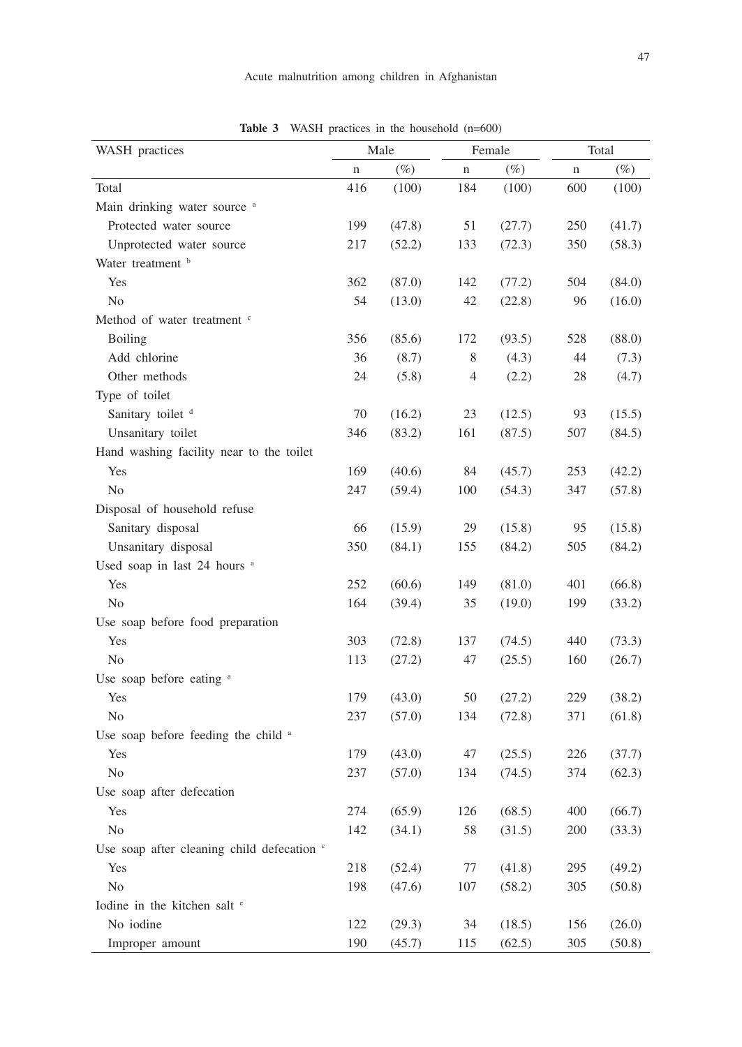**Table 3** WASH practices in the household (n=600)

| WASH practices | Male | | Female | | Total | |
|---|---|---|---|---|---|---|
| | n | (%) | n | (%) | n | (%) |
| Total | 416 | (100) | 184 | (100) | 600 | (100) |
| Main drinking water source [a] | | | | | | |
| Protected water source | 199 | (47.8) | 51 | (27.7) | 250 | (41.7) |
| Unprotected water source | 217 | (52.2) | 133 | (72.3) | 350 | (58.3) |
| Water treatment [b] | | | | | | |
| Yes | 362 | (87.0) | 142 | (77.2) | 504 | (84.0) |
| No | 54 | (13.0) | 42 | (22.8) | 96 | (16.0) |
| Method of water treatment [c] | | | | | | |
| Boiling | 356 | (85.6) | 172 | (93.5) | 528 | (88.0) |
| Add chlorine | 36 | (8.7) | 8 | (4.3) | 44 | (7.3) |
| Other methods | 24 | (5.8) | 4 | (2.2) | 28 | (4.7) |
| Type of toilet | | | | | | |
| Sanitary toilet [d] | 70 | (16.2) | 23 | (12.5) | 93 | (15.5) |
| Unsanitary toilet | 346 | (83.2) | 161 | (87.5) | 507 | (84.5) |
| Hand washing facility near to the toilet | | | | | | |
| Yes | 169 | (40.6) | 84 | (45.7) | 253 | (42.2) |
| No | 247 | (59.4) | 100 | (54.3) | 347 | (57.8) |
| Disposal of household refuse | | | | | | |
| Sanitary disposal | 66 | (15.9) | 29 | (15.8) | 95 | (15.8) |
| Unsanitary disposal | 350 | (84.1) | 155 | (84.2) | 505 | (84.2) |
| Used soap in last 24 hours [a] | | | | | | |
| Yes | 252 | (60.6) | 149 | (81.0) | 401 | (66.8) |
| No | 164 | (39.4) | 35 | (19.0) | 199 | (33.2) |
| Use soap before food preparation | | | | | | |
| Yes | 303 | (72.8) | 137 | (74.5) | 440 | (73.3) |
| No | 113 | (27.2) | 47 | (25.5) | 160 | (26.7) |
| Use soap before eating [a] | | | | | | |
| Yes | 179 | (43.0) | 50 | (27.2) | 229 | (38.2) |
| No | 237 | (57.0) | 134 | (72.8) | 371 | (61.8) |
| Use soap before feeding the child [a] | | | | | | |
| Yes | 179 | (43.0) | 47 | (25.5) | 226 | (37.7) |
| No | 237 | (57.0) | 134 | (74.5) | 374 | (62.3) |
| Use soap after defecation | | | | | | |
| Yes | 274 | (65.9) | 126 | (68.5) | 400 | (66.7) |
| No | 142 | (34.1) | 58 | (31.5) | 200 | (33.3) |
| Use soap after cleaning child defecation [c] | | | | | | |
| Yes | 218 | (52.4) | 77 | (41.8) | 295 | (49.2) |
| No | 198 | (47.6) | 107 | (58.2) | 305 | (50.8) |
| Iodine in the kitchen salt [e] | | | | | | |
| No iodine | 122 | (29.3) | 34 | (18.5) | 156 | (26.0) |
| Improper amount | 190 | (45.7) | 115 | (62.5) | 305 | (50.8) |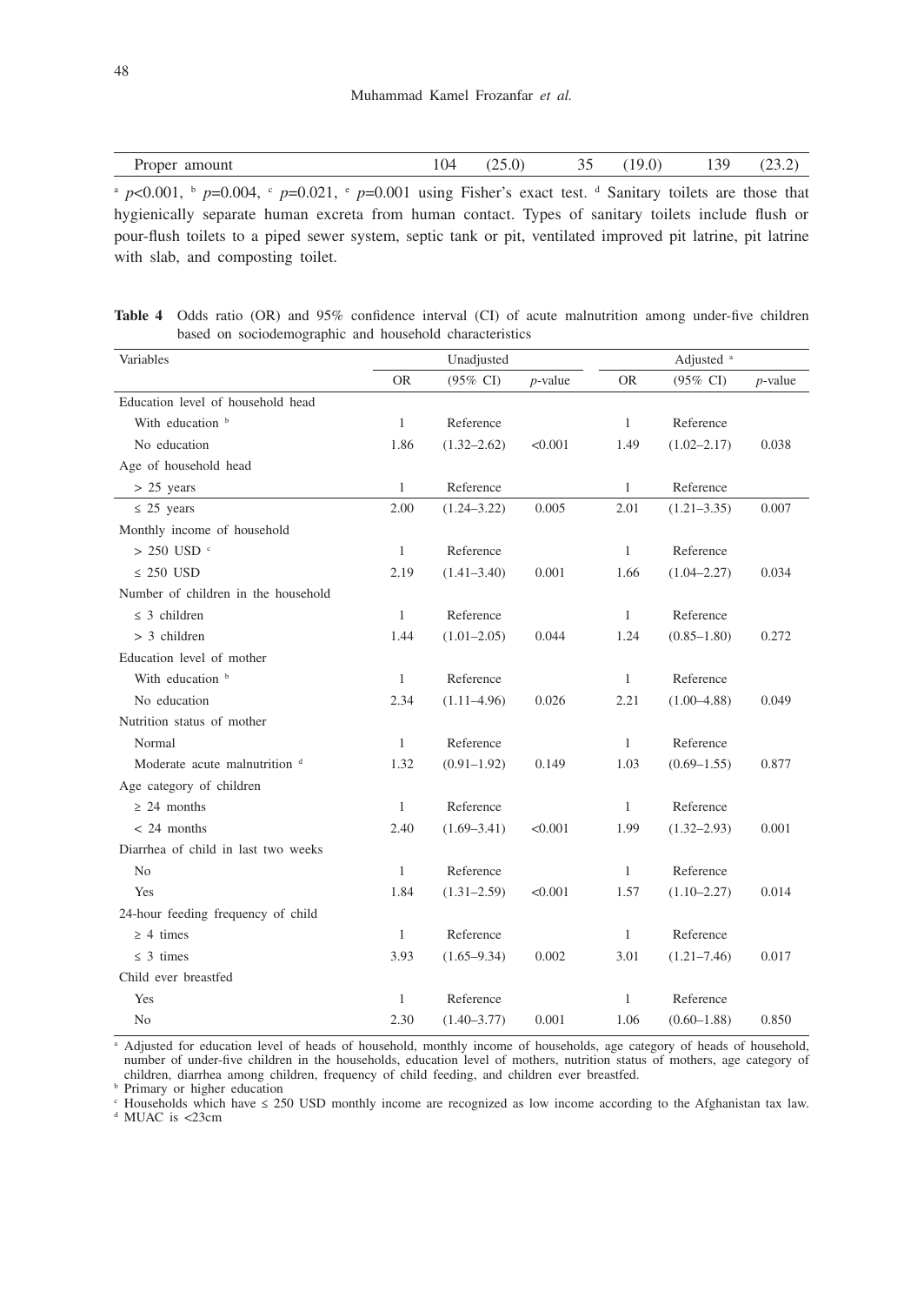| Proper amount | 104 | (25.0) | 35 | (19.0) | 139 | (23.2) |
|---|---|---|---|---|---|---|

[a] $p<0.001$, [b] $p=0.004$, [c] $p=0.021$, [e] $p=0.001$ using Fisher's exact test. [d] Sanitary toilets are those that hygienically separate human excreta from human contact. Types of sanitary toilets include flush or pour-flush toilets to a piped sewer system, septic tank or pit, ventilated improved pit latrine, pit latrine with slab, and composting toilet.

**Table 4** Odds ratio (OR) and 95% confidence interval (CI) of acute malnutrition among under-five children based on sociodemographic and household characteristics

| Variables | Unadjusted | | | Adjusted [a] | | |
|---|---|---|---|---|---|---|
| | OR | (95% CI) | *p*-value | OR | (95% CI) | *p*-value |
| Education level of household head | | | | | | |
| With education [b] | 1 | Reference | | 1 | Reference | |
| No education | 1.86 | (1.32–2.62) | <0.001 | 1.49 | (1.02–2.17) | 0.038 |
| Age of household head | | | | | | |
| > 25 years | 1 | Reference | | 1 | Reference | |
| ≤ 25 years | 2.00 | (1.24–3.22) | 0.005 | 2.01 | (1.21–3.35) | 0.007 |
| Monthly income of household | | | | | | |
| > 250 USD [c] | 1 | Reference | | 1 | Reference | |
| ≤ 250 USD | 2.19 | (1.41–3.40) | 0.001 | 1.66 | (1.04–2.27) | 0.034 |
| Number of children in the household | | | | | | |
| ≤ 3 children | 1 | Reference | | 1 | Reference | |
| > 3 children | 1.44 | (1.01–2.05) | 0.044 | 1.24 | (0.85–1.80) | 0.272 |
| Education level of mother | | | | | | |
| With education [b] | 1 | Reference | | 1 | Reference | |
| No education | 2.34 | (1.11–4.96) | 0.026 | 2.21 | (1.00–4.88) | 0.049 |
| Nutrition status of mother | | | | | | |
| Normal | 1 | Reference | | 1 | Reference | |
| Moderate acute malnutrition [d] | 1.32 | (0.91–1.92) | 0.149 | 1.03 | (0.69–1.55) | 0.877 |
| Age category of children | | | | | | |
| ≥ 24 months | 1 | Reference | | 1 | Reference | |
| < 24 months | 2.40 | (1.69–3.41) | <0.001 | 1.99 | (1.32–2.93) | 0.001 |
| Diarrhea of child in last two weeks | | | | | | |
| No | 1 | Reference | | 1 | Reference | |
| Yes | 1.84 | (1.31–2.59) | <0.001 | 1.57 | (1.10–2.27) | 0.014 |
| 24-hour feeding frequency of child | | | | | | |
| ≥ 4 times | 1 | Reference | | 1 | Reference | |
| ≤ 3 times | 3.93 | (1.65–9.34) | 0.002 | 3.01 | (1.21–7.46) | 0.017 |
| Child ever breastfed | | | | | | |
| Yes | 1 | Reference | | 1 | Reference | |
| No | 2.30 | (1.40–3.77) | 0.001 | 1.06 | (0.60–1.88) | 0.850 |

[a] Adjusted for education level of heads of household, monthly income of households, age category of heads of household, number of under-five children in the households, education level of mothers, nutrition status of mothers, age category of children, diarrhea among children, frequency of child feeding, and children ever breastfed.
[b] Primary or higher education
[c] Households which have ≤ 250 USD monthly income are recognized as low income according to the Afghanistan tax law.
[d] MUAC is <23cm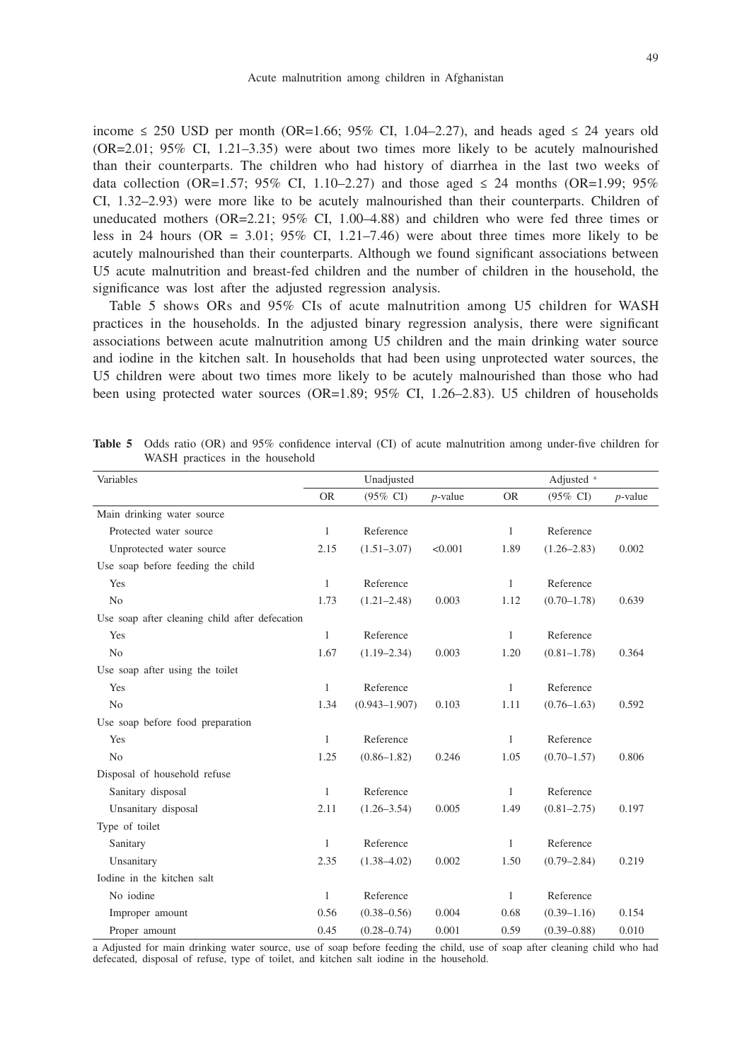income ≤ 250 USD per month (OR=1.66; 95% CI, 1.04–2.27), and heads aged ≤ 24 years old (OR=2.01; 95% CI, 1.21–3.35) were about two times more likely to be acutely malnourished than their counterparts. The children who had history of diarrhea in the last two weeks of data collection (OR=1.57; 95% CI, 1.10–2.27) and those aged ≤ 24 months (OR=1.99; 95% CI, 1.32–2.93) were more like to be acutely malnourished than their counterparts. Children of uneducated mothers (OR=2.21; 95% CI, 1.00–4.88) and children who were fed three times or less in 24 hours (OR = 3.01; 95% CI, 1.21–7.46) were about three times more likely to be acutely malnourished than their counterparts. Although we found significant associations between U5 acute malnutrition and breast-fed children and the number of children in the household, the significance was lost after the adjusted regression analysis.

Table 5 shows ORs and 95% CIs of acute malnutrition among U5 children for WASH practices in the households. In the adjusted binary regression analysis, there were significant associations between acute malnutrition among U5 children and the main drinking water source and iodine in the kitchen salt. In households that had been using unprotected water sources, the U5 children were about two times more likely to be acutely malnourished than those who had been using protected water sources (OR=1.89; 95% CI, 1.26–2.83). U5 children of households

**Table 5** Odds ratio (OR) and 95% confidence interval (CI) of acute malnutrition among under-five children for WASH practices in the household

| Variables | Unadjusted | | | Adjusted [a] | | |
|---|---|---|---|---|---|---|
| | OR | (95% CI) | *p*-value | OR | (95% CI) | *p*-value |
| Main drinking water source | | | | | | |
| Protected water source | 1 | Reference | | 1 | Reference | |
| Unprotected water source | 2.15 | (1.51–3.07) | <0.001 | 1.89 | (1.26–2.83) | 0.002 |
| Use soap before feeding the child | | | | | | |
| Yes | 1 | Reference | | 1 | Reference | |
| No | 1.73 | (1.21–2.48) | 0.003 | 1.12 | (0.70–1.78) | 0.639 |
| Use soap after cleaning child after defecation | | | | | | |
| Yes | 1 | Reference | | 1 | Reference | |
| No | 1.67 | (1.19–2.34) | 0.003 | 1.20 | (0.81–1.78) | 0.364 |
| Use soap after using the toilet | | | | | | |
| Yes | 1 | Reference | | 1 | Reference | |
| No | 1.34 | (0.943–1.907) | 0.103 | 1.11 | (0.76–1.63) | 0.592 |
| Use soap before food preparation | | | | | | |
| Yes | 1 | Reference | | 1 | Reference | |
| No | 1.25 | (0.86–1.82) | 0.246 | 1.05 | (0.70–1.57) | 0.806 |
| Disposal of household refuse | | | | | | |
| Sanitary disposal | 1 | Reference | | 1 | Reference | |
| Unsanitary disposal | 2.11 | (1.26–3.54) | 0.005 | 1.49 | (0.81–2.75) | 0.197 |
| Type of toilet | | | | | | |
| Sanitary | 1 | Reference | | 1 | Reference | |
| Unsanitary | 2.35 | (1.38–4.02) | 0.002 | 1.50 | (0.79–2.84) | 0.219 |
| Iodine in the kitchen salt | | | | | | |
| No iodine | 1 | Reference | | 1 | Reference | |
| Improper amount | 0.56 | (0.38–0.56) | 0.004 | 0.68 | (0.39–1.16) | 0.154 |
| Proper amount | 0.45 | (0.28–0.74) | 0.001 | 0.59 | (0.39–0.88) | 0.010 |

a Adjusted for main drinking water source, use of soap before feeding the child, use of soap after cleaning child who had defecated, disposal of refuse, type of toilet, and kitchen salt iodine in the household.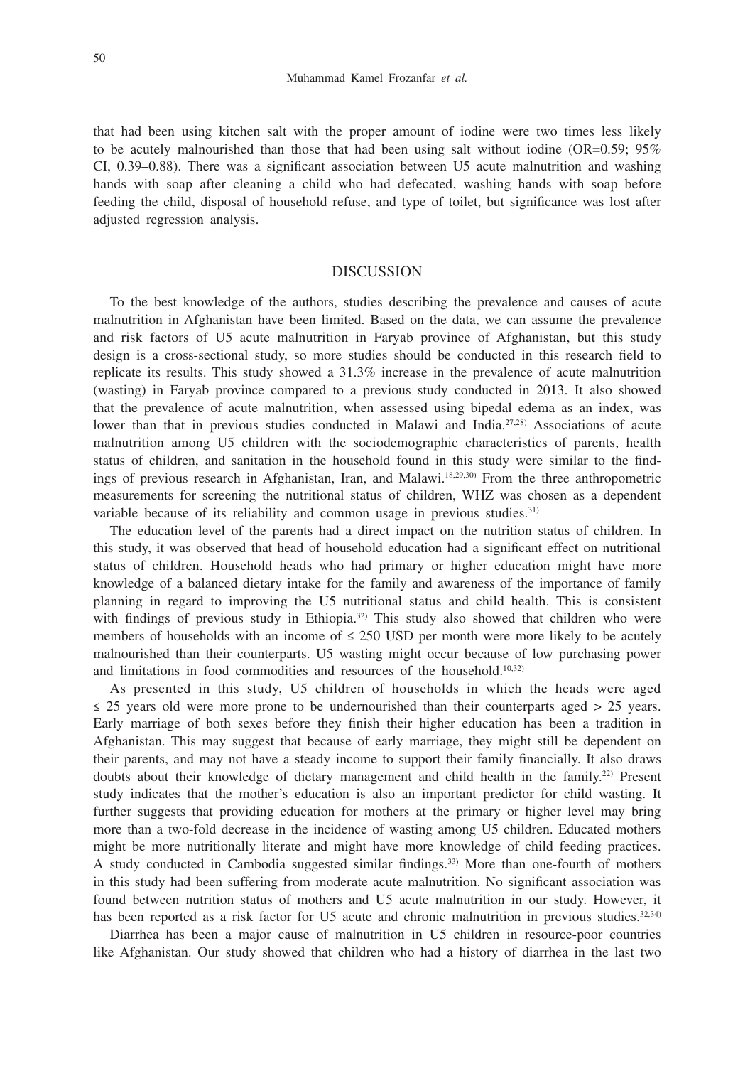that had been using kitchen salt with the proper amount of iodine were two times less likely to be acutely malnourished than those that had been using salt without iodine (OR=0.59; 95% CI, 0.39–0.88). There was a significant association between U5 acute malnutrition and washing hands with soap after cleaning a child who had defecated, washing hands with soap before feeding the child, disposal of household refuse, and type of toilet, but significance was lost after adjusted regression analysis.

## DISCUSSION

To the best knowledge of the authors, studies describing the prevalence and causes of acute malnutrition in Afghanistan have been limited. Based on the data, we can assume the prevalence and risk factors of U5 acute malnutrition in Faryab province of Afghanistan, but this study design is a cross-sectional study, so more studies should be conducted in this research field to replicate its results. This study showed a 31.3% increase in the prevalence of acute malnutrition (wasting) in Faryab province compared to a previous study conducted in 2013. It also showed that the prevalence of acute malnutrition, when assessed using bipedal edema as an index, was lower than that in previous studies conducted in Malawi and India.[27,28] Associations of acute malnutrition among U5 children with the sociodemographic characteristics of parents, health status of children, and sanitation in the household found in this study were similar to the findings of previous research in Afghanistan, Iran, and Malawi.[18,29,30] From the three anthropometric measurements for screening the nutritional status of children, WHZ was chosen as a dependent variable because of its reliability and common usage in previous studies.[31]

The education level of the parents had a direct impact on the nutrition status of children. In this study, it was observed that head of household education had a significant effect on nutritional status of children. Household heads who had primary or higher education might have more knowledge of a balanced dietary intake for the family and awareness of the importance of family planning in regard to improving the U5 nutritional status and child health. This is consistent with findings of previous study in Ethiopia.[32] This study also showed that children who were members of households with an income of ≤ 250 USD per month were more likely to be acutely malnourished than their counterparts. U5 wasting might occur because of low purchasing power and limitations in food commodities and resources of the household.[10,32]

As presented in this study, U5 children of households in which the heads were aged ≤ 25 years old were more prone to be undernourished than their counterparts aged > 25 years. Early marriage of both sexes before they finish their higher education has been a tradition in Afghanistan. This may suggest that because of early marriage, they might still be dependent on their parents, and may not have a steady income to support their family financially. It also draws doubts about their knowledge of dietary management and child health in the family.[22] Present study indicates that the mother's education is also an important predictor for child wasting. It further suggests that providing education for mothers at the primary or higher level may bring more than a two-fold decrease in the incidence of wasting among U5 children. Educated mothers might be more nutritionally literate and might have more knowledge of child feeding practices. A study conducted in Cambodia suggested similar findings.[33] More than one-fourth of mothers in this study had been suffering from moderate acute malnutrition. No significant association was found between nutrition status of mothers and U5 acute malnutrition in our study. However, it has been reported as a risk factor for U5 acute and chronic malnutrition in previous studies.[32,34]

Diarrhea has been a major cause of malnutrition in U5 children in resource-poor countries like Afghanistan. Our study showed that children who had a history of diarrhea in the last two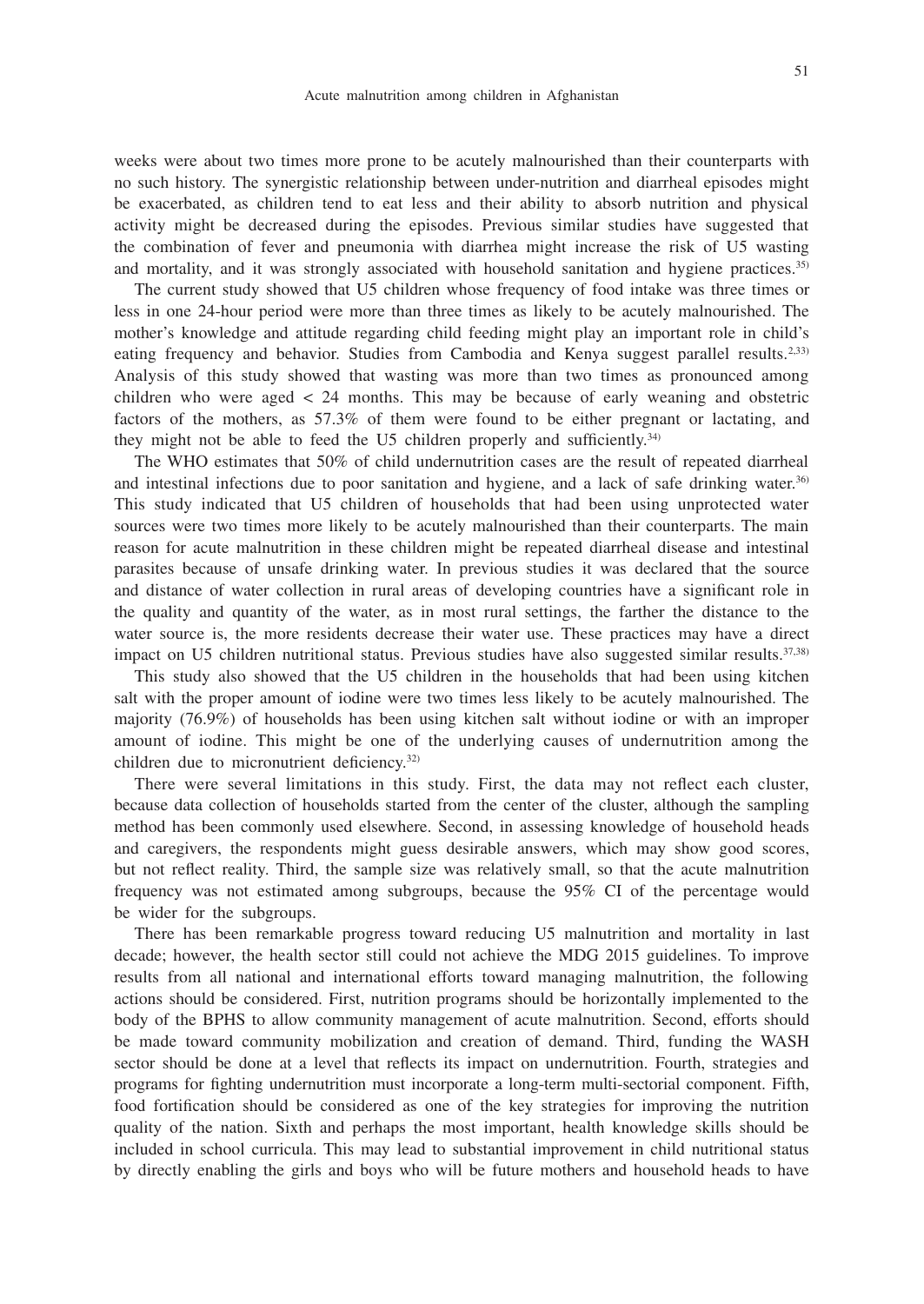weeks were about two times more prone to be acutely malnourished than their counterparts with no such history. The synergistic relationship between under-nutrition and diarrheal episodes might be exacerbated, as children tend to eat less and their ability to absorb nutrition and physical activity might be decreased during the episodes. Previous similar studies have suggested that the combination of fever and pneumonia with diarrhea might increase the risk of U5 wasting and mortality, and it was strongly associated with household sanitation and hygiene practices.[35]

The current study showed that U5 children whose frequency of food intake was three times or less in one 24-hour period were more than three times as likely to be acutely malnourished. The mother's knowledge and attitude regarding child feeding might play an important role in child's eating frequency and behavior. Studies from Cambodia and Kenya suggest parallel results.[2,33] Analysis of this study showed that wasting was more than two times as pronounced among children who were aged < 24 months. This may be because of early weaning and obstetric factors of the mothers, as 57.3% of them were found to be either pregnant or lactating, and they might not be able to feed the U5 children properly and sufficiently.[34]

The WHO estimates that 50% of child undernutrition cases are the result of repeated diarrheal and intestinal infections due to poor sanitation and hygiene, and a lack of safe drinking water.[36] This study indicated that U5 children of households that had been using unprotected water sources were two times more likely to be acutely malnourished than their counterparts. The main reason for acute malnutrition in these children might be repeated diarrheal disease and intestinal parasites because of unsafe drinking water. In previous studies it was declared that the source and distance of water collection in rural areas of developing countries have a significant role in the quality and quantity of the water, as in most rural settings, the farther the distance to the water source is, the more residents decrease their water use. These practices may have a direct impact on U5 children nutritional status. Previous studies have also suggested similar results.[37,38]

This study also showed that the U5 children in the households that had been using kitchen salt with the proper amount of iodine were two times less likely to be acutely malnourished. The majority (76.9%) of households has been using kitchen salt without iodine or with an improper amount of iodine. This might be one of the underlying causes of undernutrition among the children due to micronutrient deficiency.[32]

There were several limitations in this study. First, the data may not reflect each cluster, because data collection of households started from the center of the cluster, although the sampling method has been commonly used elsewhere. Second, in assessing knowledge of household heads and caregivers, the respondents might guess desirable answers, which may show good scores, but not reflect reality. Third, the sample size was relatively small, so that the acute malnutrition frequency was not estimated among subgroups, because the 95% CI of the percentage would be wider for the subgroups.

There has been remarkable progress toward reducing U5 malnutrition and mortality in last decade; however, the health sector still could not achieve the MDG 2015 guidelines. To improve results from all national and international efforts toward managing malnutrition, the following actions should be considered. First, nutrition programs should be horizontally implemented to the body of the BPHS to allow community management of acute malnutrition. Second, efforts should be made toward community mobilization and creation of demand. Third, funding the WASH sector should be done at a level that reflects its impact on undernutrition. Fourth, strategies and programs for fighting undernutrition must incorporate a long-term multi-sectorial component. Fifth, food fortification should be considered as one of the key strategies for improving the nutrition quality of the nation. Sixth and perhaps the most important, health knowledge skills should be included in school curricula. This may lead to substantial improvement in child nutritional status by directly enabling the girls and boys who will be future mothers and household heads to have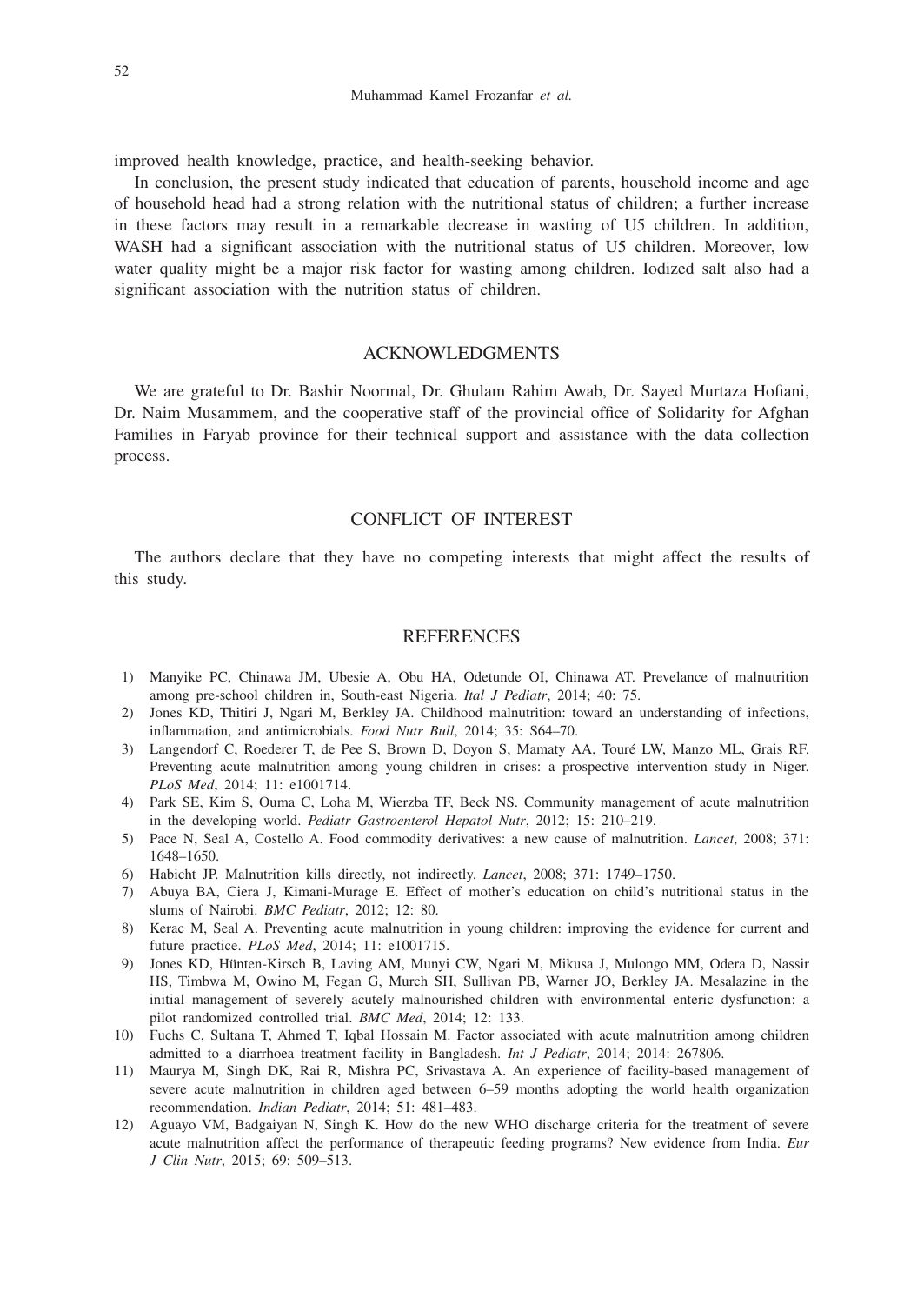improved health knowledge, practice, and health-seeking behavior.

In conclusion, the present study indicated that education of parents, household income and age of household head had a strong relation with the nutritional status of children; a further increase in these factors may result in a remarkable decrease in wasting of U5 children. In addition, WASH had a significant association with the nutritional status of U5 children. Moreover, low water quality might be a major risk factor for wasting among children. Iodized salt also had a significant association with the nutrition status of children.

## ACKNOWLEDGMENTS

We are grateful to Dr. Bashir Noormal, Dr. Ghulam Rahim Awab, Dr. Sayed Murtaza Hofiani, Dr. Naim Musammem, and the cooperative staff of the provincial office of Solidarity for Afghan Families in Faryab province for their technical support and assistance with the data collection process.

## CONFLICT OF INTEREST

The authors declare that they have no competing interests that might affect the results of this study.

## REFERENCES

1) Manyike PC, Chinawa JM, Ubesie A, Obu HA, Odetunde OI, Chinawa AT. Prevelance of malnutrition among pre-school children in, South-east Nigeria. *Ital J Pediatr*, 2014; 40: 75.
2) Jones KD, Thitiri J, Ngari M, Berkley JA. Childhood malnutrition: toward an understanding of infections, inflammation, and antimicrobials. *Food Nutr Bull*, 2014; 35: S64–70.
3) Langendorf C, Roederer T, de Pee S, Brown D, Doyon S, Mamaty AA, Touré LW, Manzo ML, Grais RF. Preventing acute malnutrition among young children in crises: a prospective intervention study in Niger. *PLoS Med*, 2014; 11: e1001714.
4) Park SE, Kim S, Ouma C, Loha M, Wierzba TF, Beck NS. Community management of acute malnutrition in the developing world. *Pediatr Gastroenterol Hepatol Nutr*, 2012; 15: 210–219.
5) Pace N, Seal A, Costello A. Food commodity derivatives: a new cause of malnutrition. *Lancet*, 2008; 371: 1648–1650.
6) Habicht JP. Malnutrition kills directly, not indirectly. *Lancet*, 2008; 371: 1749–1750.
7) Abuya BA, Ciera J, Kimani-Murage E. Effect of mother's education on child's nutritional status in the slums of Nairobi. *BMC Pediatr*, 2012; 12: 80.
8) Kerac M, Seal A. Preventing acute malnutrition in young children: improving the evidence for current and future practice. *PLoS Med*, 2014; 11: e1001715.
9) Jones KD, Hünten-Kirsch B, Laving AM, Munyi CW, Ngari M, Mikusa J, Mulongo MM, Odera D, Nassir HS, Timbwa M, Owino M, Fegan G, Murch SH, Sullivan PB, Warner JO, Berkley JA. Mesalazine in the initial management of severely acutely malnourished children with environmental enteric dysfunction: a pilot randomized controlled trial. *BMC Med*, 2014; 12: 133.
10) Fuchs C, Sultana T, Ahmed T, Iqbal Hossain M. Factor associated with acute malnutrition among children admitted to a diarrhoea treatment facility in Bangladesh. *Int J Pediatr*, 2014; 2014: 267806.
11) Maurya M, Singh DK, Rai R, Mishra PC, Srivastava A. An experience of facility-based management of severe acute malnutrition in children aged between 6–59 months adopting the world health organization recommendation. *Indian Pediatr*, 2014; 51: 481–483.
12) Aguayo VM, Badgaiyan N, Singh K. How do the new WHO discharge criteria for the treatment of severe acute malnutrition affect the performance of therapeutic feeding programs? New evidence from India. *Eur J Clin Nutr*, 2015; 69: 509–513.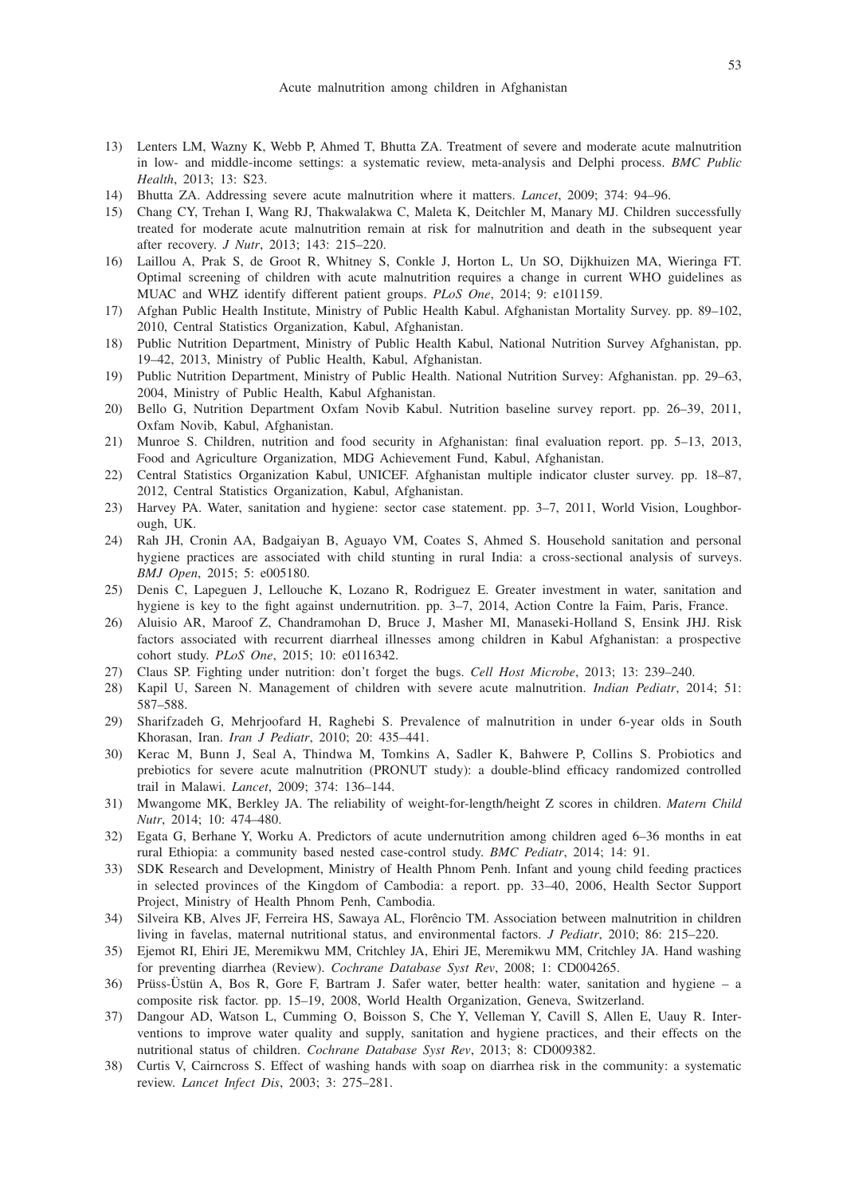13) Lenters LM, Wazny K, Webb P, Ahmed T, Bhutta ZA. Treatment of severe and moderate acute malnutrition in low- and middle-income settings: a systematic review, meta-analysis and Delphi process. *BMC Public Health*, 2013; 13: S23.
14) Bhutta ZA. Addressing severe acute malnutrition where it matters. *Lancet*, 2009; 374: 94–96.
15) Chang CY, Trehan I, Wang RJ, Thakwalakwa C, Maleta K, Deitchler M, Manary MJ. Children successfully treated for moderate acute malnutrition remain at risk for malnutrition and death in the subsequent year after recovery. *J Nutr*, 2013; 143: 215–220.
16) Laillou A, Prak S, de Groot R, Whitney S, Conkle J, Horton L, Un SO, Dijkhuizen MA, Wieringa FT. Optimal screening of children with acute malnutrition requires a change in current WHO guidelines as MUAC and WHZ identify different patient groups. *PLoS One*, 2014; 9: e101159.
17) Afghan Public Health Institute, Ministry of Public Health Kabul. Afghanistan Mortality Survey. pp. 89–102, 2010, Central Statistics Organization, Kabul, Afghanistan.
18) Public Nutrition Department, Ministry of Public Health Kabul, National Nutrition Survey Afghanistan, pp. 19–42, 2013, Ministry of Public Health, Kabul, Afghanistan.
19) Public Nutrition Department, Ministry of Public Health. National Nutrition Survey: Afghanistan. pp. 29–63, 2004, Ministry of Public Health, Kabul Afghanistan.
20) Bello G, Nutrition Department Oxfam Novib Kabul. Nutrition baseline survey report. pp. 26–39, 2011, Oxfam Novib, Kabul, Afghanistan.
21) Munroe S. Children, nutrition and food security in Afghanistan: final evaluation report. pp. 5–13, 2013, Food and Agriculture Organization, MDG Achievement Fund, Kabul, Afghanistan.
22) Central Statistics Organization Kabul, UNICEF. Afghanistan multiple indicator cluster survey. pp. 18–87, 2012, Central Statistics Organization, Kabul, Afghanistan.
23) Harvey PA. Water, sanitation and hygiene: sector case statement. pp. 3–7, 2011, World Vision, Loughborough, UK.
24) Rah JH, Cronin AA, Badgaiyan B, Aguayo VM, Coates S, Ahmed S. Household sanitation and personal hygiene practices are associated with child stunting in rural India: a cross-sectional analysis of surveys. *BMJ Open*, 2015; 5: e005180.
25) Denis C, Lapeguen J, Lellouche K, Lozano R, Rodriguez E. Greater investment in water, sanitation and hygiene is key to the fight against undernutrition. pp. 3–7, 2014, Action Contre la Faim, Paris, France.
26) Aluisio AR, Maroof Z, Chandramohan D, Bruce J, Masher MI, Manaseki-Holland S, Ensink JHJ. Risk factors associated with recurrent diarrheal illnesses among children in Kabul Afghanistan: a prospective cohort study. *PLoS One*, 2015; 10: e0116342.
27) Claus SP. Fighting under nutrition: don't forget the bugs. *Cell Host Microbe*, 2013; 13: 239–240.
28) Kapil U, Sareen N. Management of children with severe acute malnutrition. *Indian Pediatr*, 2014; 51: 587–588.
29) Sharifzadeh G, Mehrjoofard H, Raghebi S. Prevalence of malnutrition in under 6-year olds in South Khorasan, Iran. *Iran J Pediatr*, 2010; 20: 435–441.
30) Kerac M, Bunn J, Seal A, Thindwa M, Tomkins A, Sadler K, Bahwere P, Collins S. Probiotics and prebiotics for severe acute malnutrition (PRONUT study): a double-blind efficacy randomized controlled trail in Malawi. *Lancet*, 2009; 374: 136–144.
31) Mwangome MK, Berkley JA. The reliability of weight-for-length/height Z scores in children. *Matern Child Nutr*, 2014; 10: 474–480.
32) Egata G, Berhane Y, Worku A. Predictors of acute undernutrition among children aged 6–36 months in eat rural Ethiopia: a community based nested case-control study. *BMC Pediatr*, 2014; 14: 91.
33) SDK Research and Development, Ministry of Health Phnom Penh. Infant and young child feeding practices in selected provinces of the Kingdom of Cambodia: a report. pp. 33–40, 2006, Health Sector Support Project, Ministry of Health Phnom Penh, Cambodia.
34) Silveira KB, Alves JF, Ferreira HS, Sawaya AL, Florêncio TM. Association between malnutrition in children living in favelas, maternal nutritional status, and environmental factors. *J Pediatr*, 2010; 86: 215–220.
35) Ejemot RI, Ehiri JE, Meremikwu MM, Critchley JA, Ehiri JE, Meremikwu MM, Critchley JA. Hand washing for preventing diarrhea (Review). *Cochrane Database Syst Rev*, 2008; 1: CD004265.
36) Prüss-Üstün A, Bos R, Gore F, Bartram J. Safer water, better health: water, sanitation and hygiene – a composite risk factor. pp. 15–19, 2008, World Health Organization, Geneva, Switzerland.
37) Dangour AD, Watson L, Cumming O, Boisson S, Che Y, Velleman Y, Cavill S, Allen E, Uauy R. Interventions to improve water quality and supply, sanitation and hygiene practices, and their effects on the nutritional status of children. *Cochrane Database Syst Rev*, 2013; 8: CD009382.
38) Curtis V, Cairncross S. Effect of washing hands with soap on diarrhea risk in the community: a systematic review. *Lancet Infect Dis*, 2003; 3: 275–281.